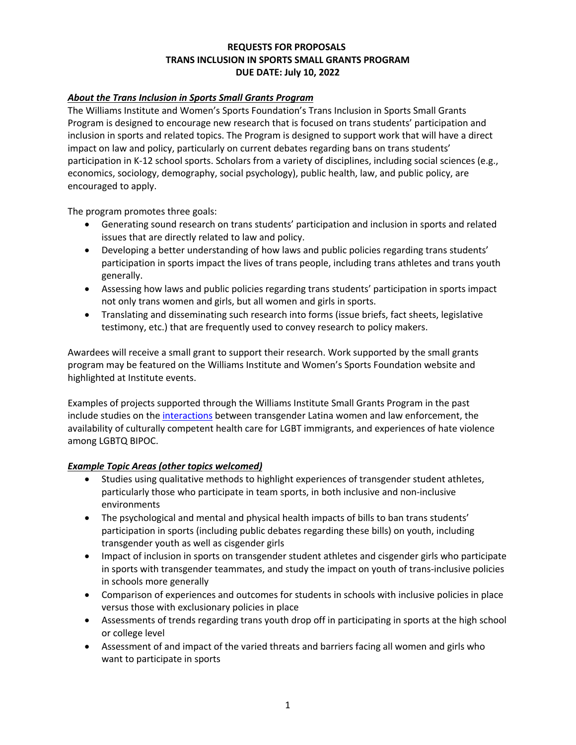**REQUESTS FOR PROPOSALS**
**TRANS INCLUSION IN SPORTS SMALL GRANTS PROGRAM**
**DUE DATE: July 10, 2022**

***About the Trans Inclusion in Sports Small Grants Program***

The Williams Institute and Women's Sports Foundation's Trans Inclusion in Sports Small Grants Program is designed to encourage new research that is focused on trans students' participation and inclusion in sports and related topics. The Program is designed to support work that will have a direct impact on law and policy, particularly on current debates regarding bans on trans students' participation in K-12 school sports. Scholars from a variety of disciplines, including social sciences (e.g., economics, sociology, demography, social psychology), public health, law, and public policy, are encouraged to apply.

The program promotes three goals:

- Generating sound research on trans students' participation and inclusion in sports and related issues that are directly related to law and policy.
- Developing a better understanding of how laws and public policies regarding trans students' participation in sports impact the lives of trans people, including trans athletes and trans youth generally.
- Assessing how laws and public policies regarding trans students' participation in sports impact not only trans women and girls, but all women and girls in sports.
- Translating and disseminating such research into forms (issue briefs, fact sheets, legislative testimony, etc.) that are frequently used to convey research to policy makers.

Awardees will receive a small grant to support their research. Work supported by the small grants program may be featured on the Williams Institute and Women's Sports Foundation website and highlighted at Institute events.

Examples of projects supported through the Williams Institute Small Grants Program in the past include studies on the interactions between transgender Latina women and law enforcement, the availability of culturally competent health care for LGBT immigrants, and experiences of hate violence among LGBTQ BIPOC.

***Example Topic Areas (other topics welcomed)***

- Studies using qualitative methods to highlight experiences of transgender student athletes, particularly those who participate in team sports, in both inclusive and non-inclusive environments
- The psychological and mental and physical health impacts of bills to ban trans students' participation in sports (including public debates regarding these bills) on youth, including transgender youth as well as cisgender girls
- Impact of inclusion in sports on transgender student athletes and cisgender girls who participate in sports with transgender teammates, and study the impact on youth of trans-inclusive policies in schools more generally
- Comparison of experiences and outcomes for students in schools with inclusive policies in place versus those with exclusionary policies in place
- Assessments of trends regarding trans youth drop off in participating in sports at the high school or college level
- Assessment of and impact of the varied threats and barriers facing all women and girls who want to participate in sports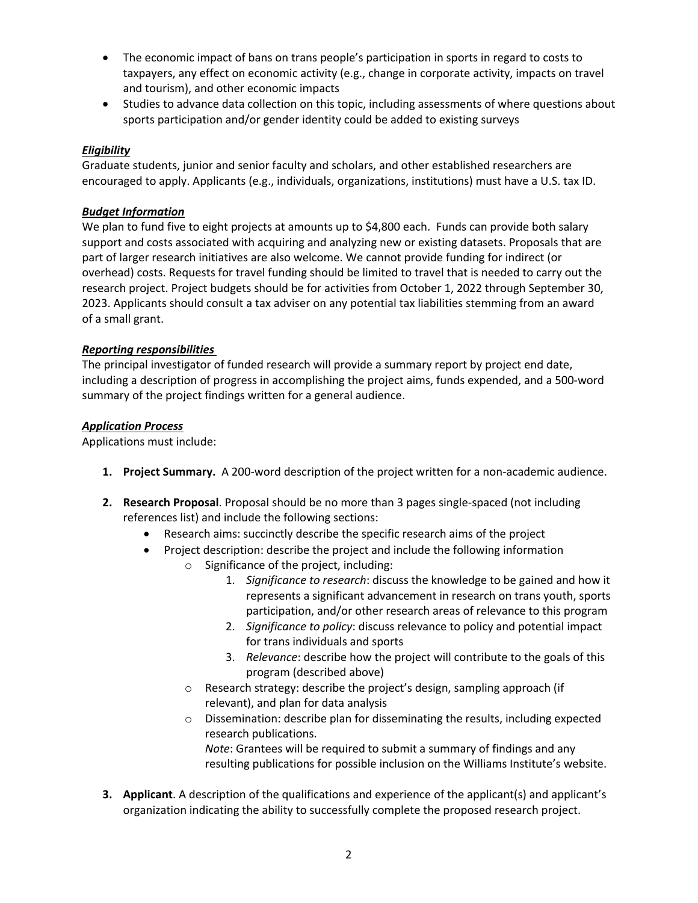- The economic impact of bans on trans people's participation in sports in regard to costs to taxpayers, any effect on economic activity (e.g., change in corporate activity, impacts on travel and tourism), and other economic impacts
- Studies to advance data collection on this topic, including assessments of where questions about sports participation and/or gender identity could be added to existing surveys

***Eligibility***

Graduate students, junior and senior faculty and scholars, and other established researchers are encouraged to apply. Applicants (e.g., individuals, organizations, institutions) must have a U.S. tax ID.

***Budget Information***

We plan to fund five to eight projects at amounts up to $4,800 each. Funds can provide both salary support and costs associated with acquiring and analyzing new or existing datasets. Proposals that are part of larger research initiatives are also welcome. We cannot provide funding for indirect (or overhead) costs. Requests for travel funding should be limited to travel that is needed to carry out the research project. Project budgets should be for activities from October 1, 2022 through September 30, 2023. Applicants should consult a tax adviser on any potential tax liabilities stemming from an award of a small grant.

***Reporting responsibilities***

The principal investigator of funded research will provide a summary report by project end date, including a description of progress in accomplishing the project aims, funds expended, and a 500-word summary of the project findings written for a general audience.

***Application Process***

Applications must include:

1. **Project Summary.** A 200-word description of the project written for a non-academic audience.

2. **Research Proposal**. Proposal should be no more than 3 pages single-spaced (not including references list) and include the following sections:
   - Research aims: succinctly describe the specific research aims of the project
   - Project description: describe the project and include the following information
     - Significance of the project, including:
       1. *Significance to research*: discuss the knowledge to be gained and how it represents a significant advancement in research on trans youth, sports participation, and/or other research areas of relevance to this program
       2. *Significance to policy*: discuss relevance to policy and potential impact for trans individuals and sports
       3. *Relevance*: describe how the project will contribute to the goals of this program (described above)
     - Research strategy: describe the project's design, sampling approach (if relevant), and plan for data analysis
     - Dissemination: describe plan for disseminating the results, including expected research publications.
       *Note*: Grantees will be required to submit a summary of findings and any resulting publications for possible inclusion on the Williams Institute's website.

3. **Applicant**. A description of the qualifications and experience of the applicant(s) and applicant's organization indicating the ability to successfully complete the proposed research project.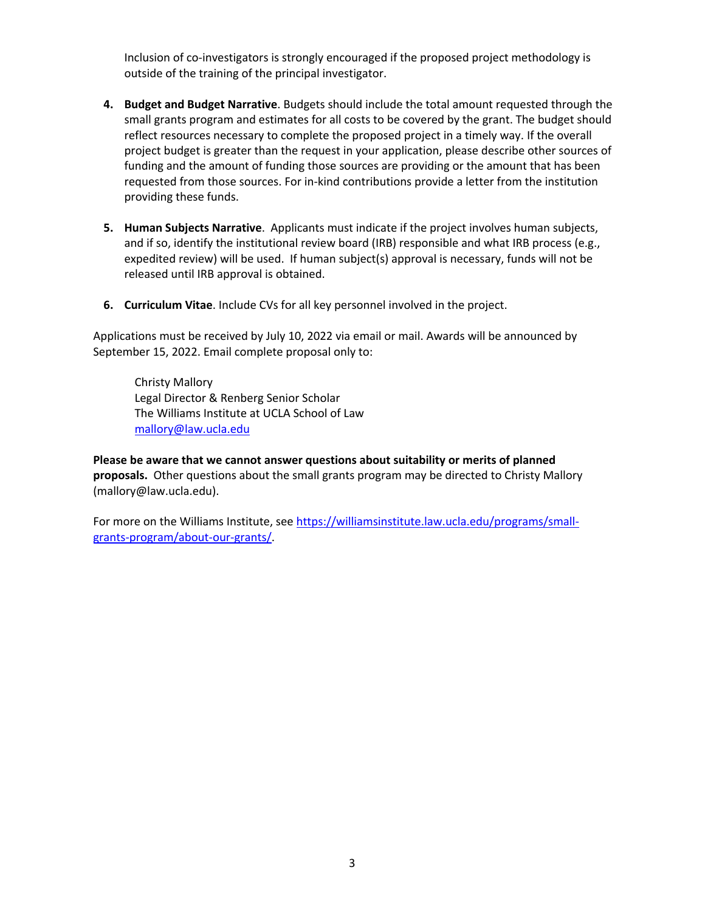Inclusion of co-investigators is strongly encouraged if the proposed project methodology is outside of the training of the principal investigator.

4. **Budget and Budget Narrative**. Budgets should include the total amount requested through the small grants program and estimates for all costs to be covered by the grant. The budget should reflect resources necessary to complete the proposed project in a timely way. If the overall project budget is greater than the request in your application, please describe other sources of funding and the amount of funding those sources are providing or the amount that has been requested from those sources. For in-kind contributions provide a letter from the institution providing these funds.

5. **Human Subjects Narrative**. Applicants must indicate if the project involves human subjects, and if so, identify the institutional review board (IRB) responsible and what IRB process (e.g., expedited review) will be used. If human subject(s) approval is necessary, funds will not be released until IRB approval is obtained.

6. **Curriculum Vitae**. Include CVs for all key personnel involved in the project.

Applications must be received by July 10, 2022 via email or mail. Awards will be announced by September 15, 2022. Email complete proposal only to:

Christy Mallory
Legal Director & Renberg Senior Scholar
The Williams Institute at UCLA School of Law
[mallory@law.ucla.edu](mailto:mallory@law.ucla.edu)

**Please be aware that we cannot answer questions about suitability or merits of planned proposals.** Other questions about the small grants program may be directed to Christy Mallory (mallory@law.ucla.edu).

For more on the Williams Institute, see [https://williamsinstitute.law.ucla.edu/programs/small-grants-program/about-our-grants/](https://williamsinstitute.law.ucla.edu/programs/small-grants-program/about-our-grants/).